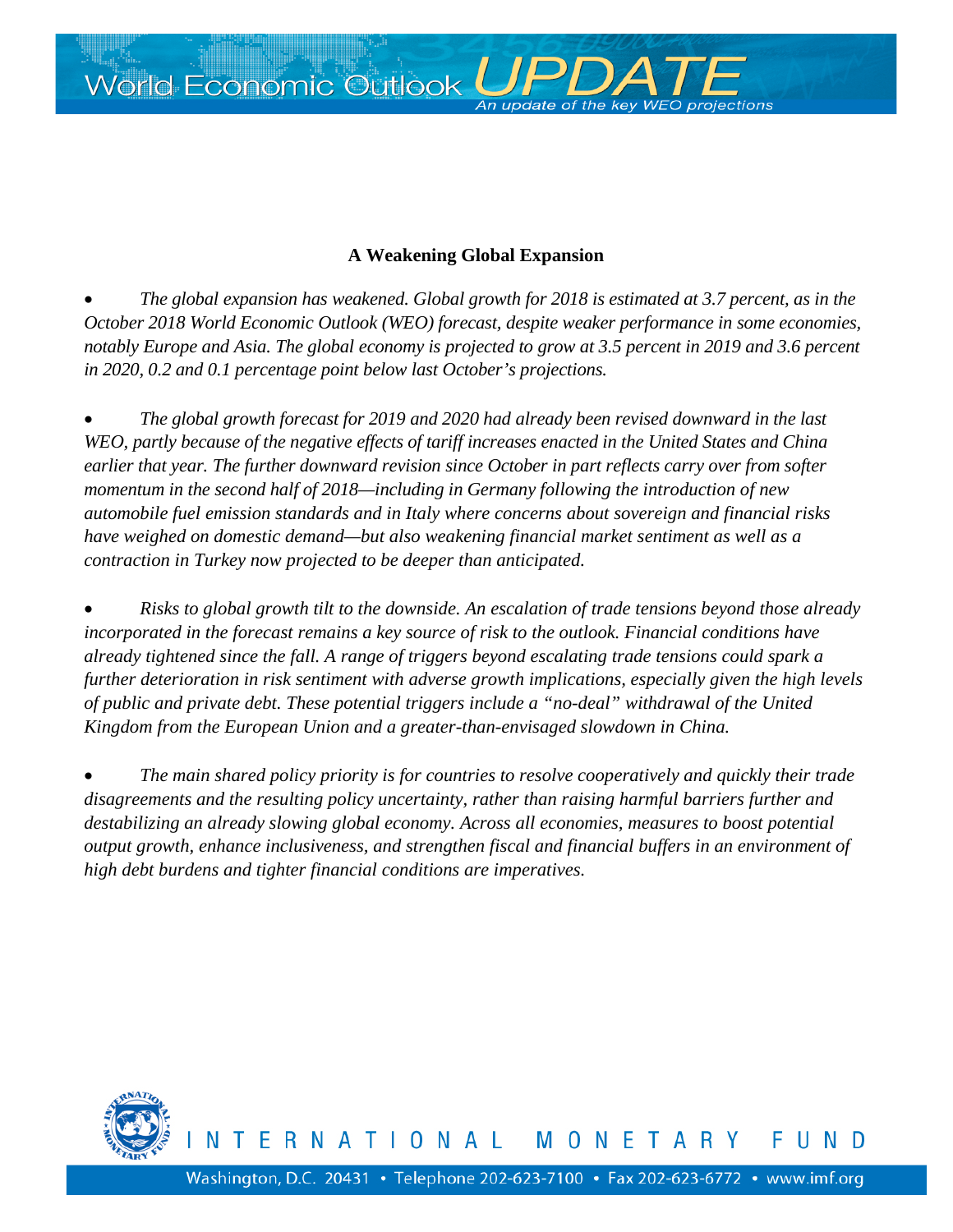World Economic Outlook UPDATE

An update of the key WEO projections

## A Weakening Global Expansion

- *The global expansion has weakened. Global growth for 2018 is estimated at 3.7 percent, as in the October 2018 World Economic Outlook (WEO) forecast, despite weaker performance in some economies, notably Europe and Asia. The global economy is projected to grow at 3.5 percent in 2019 and 3.6 percent in 2020, 0.2 and 0.1 percentage point below last October's projections.*

- *The global growth forecast for 2019 and 2020 had already been revised downward in the last WEO, partly because of the negative effects of tariff increases enacted in the United States and China earlier that year. The further downward revision since October in part reflects carry over from softer momentum in the second half of 2018—including in Germany following the introduction of new automobile fuel emission standards and in Italy where concerns about sovereign and financial risks have weighed on domestic demand—but also weakening financial market sentiment as well as a contraction in Turkey now projected to be deeper than anticipated.*

- *Risks to global growth tilt to the downside. An escalation of trade tensions beyond those already incorporated in the forecast remains a key source of risk to the outlook. Financial conditions have already tightened since the fall. A range of triggers beyond escalating trade tensions could spark a further deterioration in risk sentiment with adverse growth implications, especially given the high levels of public and private debt. These potential triggers include a "no-deal" withdrawal of the United Kingdom from the European Union and a greater-than-envisaged slowdown in China.*

- *The main shared policy priority is for countries to resolve cooperatively and quickly their trade disagreements and the resulting policy uncertainty, rather than raising harmful barriers further and destabilizing an already slowing global economy. Across all economies, measures to boost potential output growth, enhance inclusiveness, and strengthen fiscal and financial buffers in an environment of high debt burdens and tighter financial conditions are imperatives.*

INTERNATIONAL MONETARY FUND

Washington, D.C. 20431 • Telephone 202-623-7100 • Fax 202-623-6772 • www.imf.org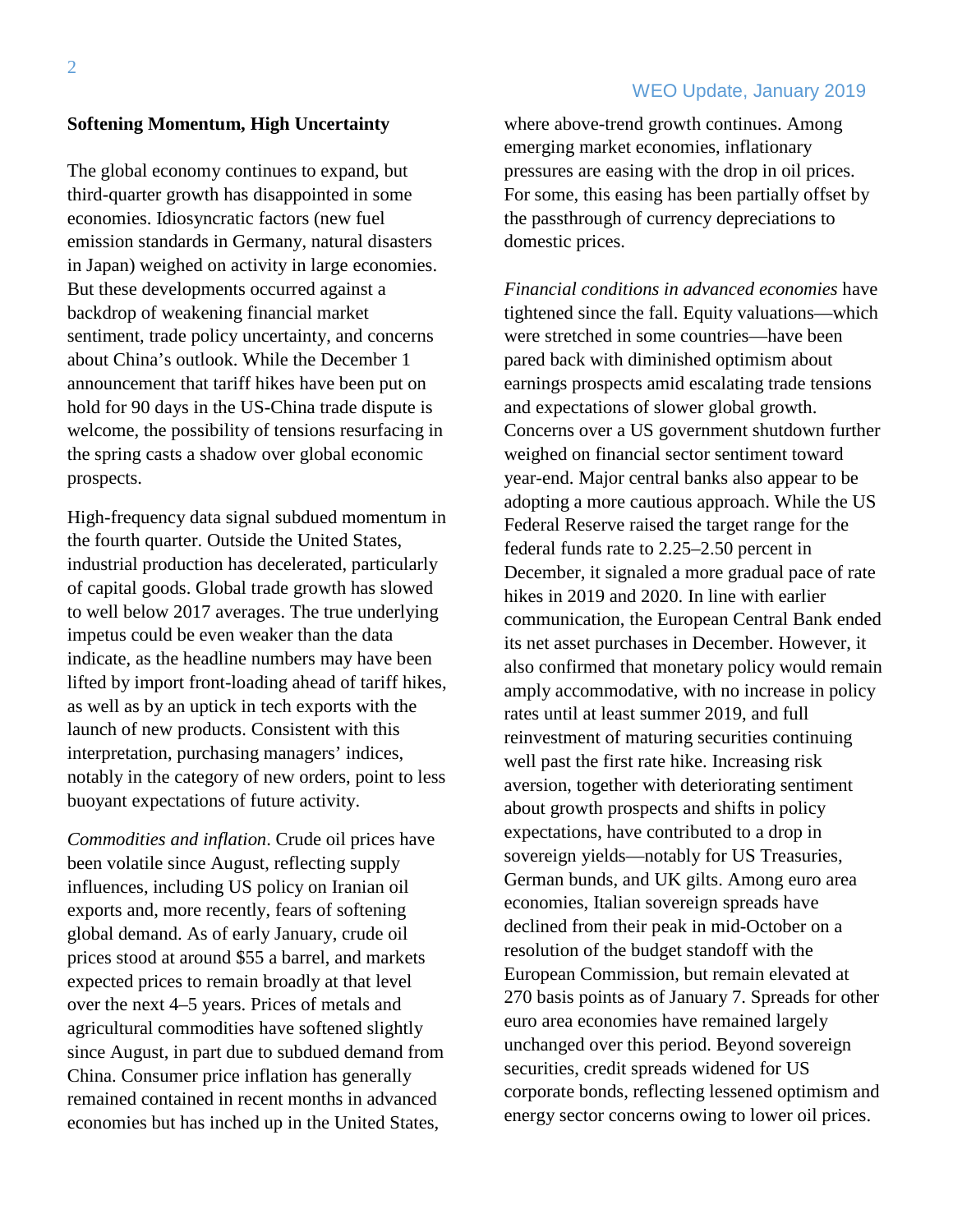## Softening Momentum, High Uncertainty

The global economy continues to expand, but third-quarter growth has disappointed in some economies. Idiosyncratic factors (new fuel emission standards in Germany, natural disasters in Japan) weighed on activity in large economies. But these developments occurred against a backdrop of weakening financial market sentiment, trade policy uncertainty, and concerns about China's outlook. While the December 1 announcement that tariff hikes have been put on hold for 90 days in the US-China trade dispute is welcome, the possibility of tensions resurfacing in the spring casts a shadow over global economic prospects.

High-frequency data signal subdued momentum in the fourth quarter. Outside the United States, industrial production has decelerated, particularly of capital goods. Global trade growth has slowed to well below 2017 averages. The true underlying impetus could be even weaker than the data indicate, as the headline numbers may have been lifted by import front-loading ahead of tariff hikes, as well as by an uptick in tech exports with the launch of new products. Consistent with this interpretation, purchasing managers' indices, notably in the category of new orders, point to less buoyant expectations of future activity.

*Commodities and inflation*. Crude oil prices have been volatile since August, reflecting supply influences, including US policy on Iranian oil exports and, more recently, fears of softening global demand. As of early January, crude oil prices stood at around $55 a barrel, and markets expected prices to remain broadly at that level over the next 4–5 years. Prices of metals and agricultural commodities have softened slightly since August, in part due to subdued demand from China. Consumer price inflation has generally remained contained in recent months in advanced economies but has inched up in the United States, where above-trend growth continues. Among emerging market economies, inflationary pressures are easing with the drop in oil prices. For some, this easing has been partially offset by the passthrough of currency depreciations to domestic prices.

*Financial conditions in advanced economies* have tightened since the fall. Equity valuations—which were stretched in some countries—have been pared back with diminished optimism about earnings prospects amid escalating trade tensions and expectations of slower global growth. Concerns over a US government shutdown further weighed on financial sector sentiment toward year-end. Major central banks also appear to be adopting a more cautious approach. While the US Federal Reserve raised the target range for the federal funds rate to 2.25–2.50 percent in December, it signaled a more gradual pace of rate hikes in 2019 and 2020. In line with earlier communication, the European Central Bank ended its net asset purchases in December. However, it also confirmed that monetary policy would remain amply accommodative, with no increase in policy rates until at least summer 2019, and full reinvestment of maturing securities continuing well past the first rate hike. Increasing risk aversion, together with deteriorating sentiment about growth prospects and shifts in policy expectations, have contributed to a drop in sovereign yields—notably for US Treasuries, German bunds, and UK gilts. Among euro area economies, Italian sovereign spreads have declined from their peak in mid-October on a resolution of the budget standoff with the European Commission, but remain elevated at 270 basis points as of January 7. Spreads for other euro area economies have remained largely unchanged over this period. Beyond sovereign securities, credit spreads widened for US corporate bonds, reflecting lessened optimism and energy sector concerns owing to lower oil prices.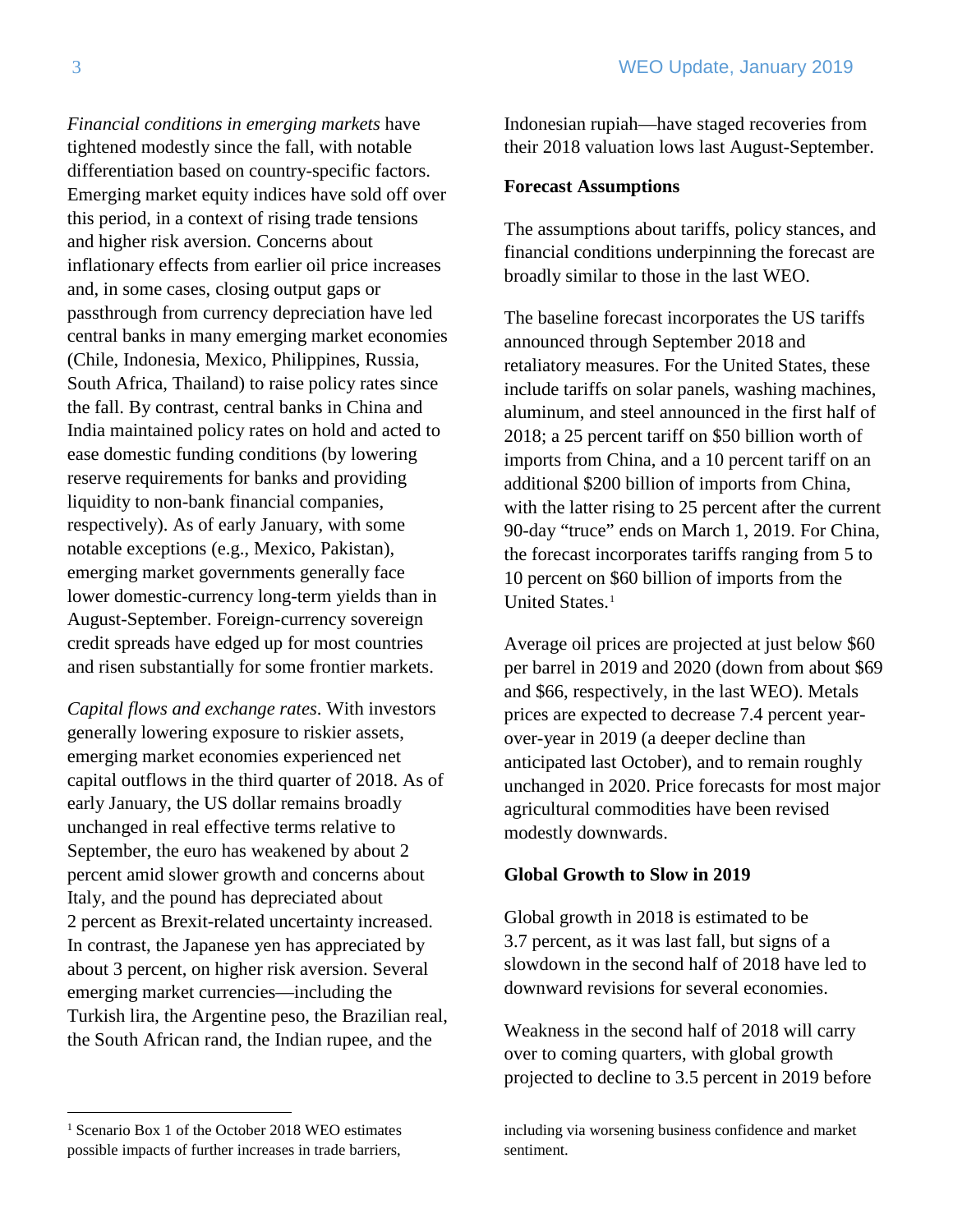*Financial conditions in emerging markets* have tightened modestly since the fall, with notable differentiation based on country-specific factors. Emerging market equity indices have sold off over this period, in a context of rising trade tensions and higher risk aversion. Concerns about inflationary effects from earlier oil price increases and, in some cases, closing output gaps or passthrough from currency depreciation have led central banks in many emerging market economies (Chile, Indonesia, Mexico, Philippines, Russia, South Africa, Thailand) to raise policy rates since the fall. By contrast, central banks in China and India maintained policy rates on hold and acted to ease domestic funding conditions (by lowering reserve requirements for banks and providing liquidity to non-bank financial companies, respectively). As of early January, with some notable exceptions (e.g., Mexico, Pakistan), emerging market governments generally face lower domestic-currency long-term yields than in August-September. Foreign-currency sovereign credit spreads have edged up for most countries and risen substantially for some frontier markets.

*Capital flows and exchange rates*. With investors generally lowering exposure to riskier assets, emerging market economies experienced net capital outflows in the third quarter of 2018. As of early January, the US dollar remains broadly unchanged in real effective terms relative to September, the euro has weakened by about 2 percent amid slower growth and concerns about Italy, and the pound has depreciated about 2 percent as Brexit-related uncertainty increased. In contrast, the Japanese yen has appreciated by about 3 percent, on higher risk aversion. Several emerging market currencies—including the Turkish lira, the Argentine peso, the Brazilian real, the South African rand, the Indian rupee, and the Indonesian rupiah—have staged recoveries from their 2018 valuation lows last August-September.

**Forecast Assumptions**

The assumptions about tariffs, policy stances, and financial conditions underpinning the forecast are broadly similar to those in the last WEO.

The baseline forecast incorporates the US tariffs announced through September 2018 and retaliatory measures. For the United States, these include tariffs on solar panels, washing machines, aluminum, and steel announced in the first half of 2018; a 25 percent tariff on $50 billion worth of imports from China, and a 10 percent tariff on an additional $200 billion of imports from China, with the latter rising to 25 percent after the current 90-day "truce" ends on March 1, 2019. For China, the forecast incorporates tariffs ranging from 5 to 10 percent on $60 billion of imports from the United States.[1]

Average oil prices are projected at just below $60 per barrel in 2019 and 2020 (down from about $69 and $66, respectively, in the last WEO). Metals prices are expected to decrease 7.4 percent year-over-year in 2019 (a deeper decline than anticipated last October), and to remain roughly unchanged in 2020. Price forecasts for most major agricultural commodities have been revised modestly downwards.

**Global Growth to Slow in 2019**

Global growth in 2018 is estimated to be 3.7 percent, as it was last fall, but signs of a slowdown in the second half of 2018 have led to downward revisions for several economies.

Weakness in the second half of 2018 will carry over to coming quarters, with global growth projected to decline to 3.5 percent in 2019 before

[1] Scenario Box 1 of the October 2018 WEO estimates possible impacts of further increases in trade barriers, including via worsening business confidence and market sentiment.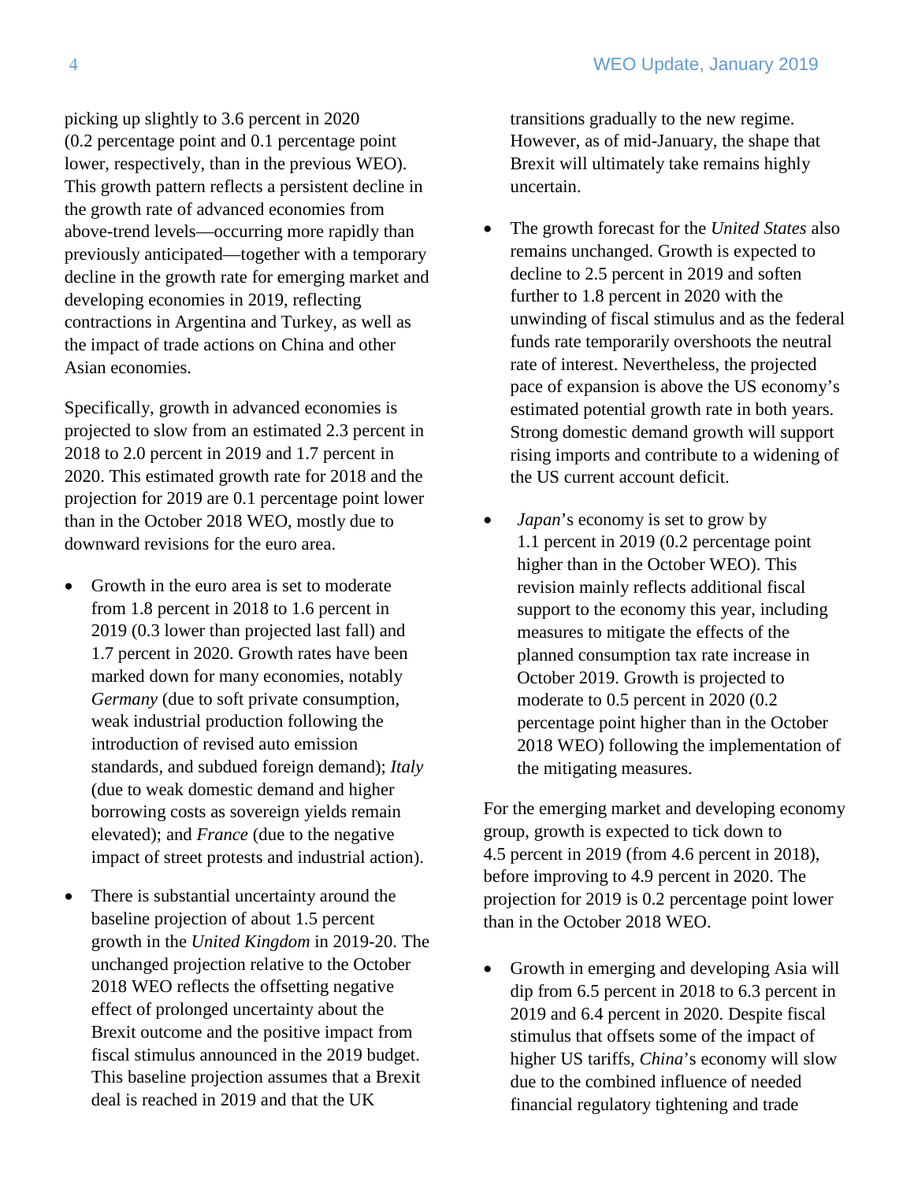picking up slightly to 3.6 percent in 2020 (0.2 percentage point and 0.1 percentage point lower, respectively, than in the previous WEO). This growth pattern reflects a persistent decline in the growth rate of advanced economies from above-trend levels—occurring more rapidly than previously anticipated—together with a temporary decline in the growth rate for emerging market and developing economies in 2019, reflecting contractions in Argentina and Turkey, as well as the impact of trade actions on China and other Asian economies.

Specifically, growth in advanced economies is projected to slow from an estimated 2.3 percent in 2018 to 2.0 percent in 2019 and 1.7 percent in 2020. This estimated growth rate for 2018 and the projection for 2019 are 0.1 percentage point lower than in the October 2018 WEO, mostly due to downward revisions for the euro area.

- Growth in the euro area is set to moderate from 1.8 percent in 2018 to 1.6 percent in 2019 (0.3 lower than projected last fall) and 1.7 percent in 2020. Growth rates have been marked down for many economies, notably *Germany* (due to soft private consumption, weak industrial production following the introduction of revised auto emission standards, and subdued foreign demand); *Italy* (due to weak domestic demand and higher borrowing costs as sovereign yields remain elevated); and *France* (due to the negative impact of street protests and industrial action).

- There is substantial uncertainty around the baseline projection of about 1.5 percent growth in the *United Kingdom* in 2019-20. The unchanged projection relative to the October 2018 WEO reflects the offsetting negative effect of prolonged uncertainty about the Brexit outcome and the positive impact from fiscal stimulus announced in the 2019 budget. This baseline projection assumes that a Brexit deal is reached in 2019 and that the UK transitions gradually to the new regime. However, as of mid-January, the shape that Brexit will ultimately take remains highly uncertain.

- The growth forecast for the *United States* also remains unchanged. Growth is expected to decline to 2.5 percent in 2019 and soften further to 1.8 percent in 2020 with the unwinding of fiscal stimulus and as the federal funds rate temporarily overshoots the neutral rate of interest. Nevertheless, the projected pace of expansion is above the US economy's estimated potential growth rate in both years. Strong domestic demand growth will support rising imports and contribute to a widening of the US current account deficit.

- *Japan*'s economy is set to grow by 1.1 percent in 2019 (0.2 percentage point higher than in the October WEO). This revision mainly reflects additional fiscal support to the economy this year, including measures to mitigate the effects of the planned consumption tax rate increase in October 2019. Growth is projected to moderate to 0.5 percent in 2020 (0.2 percentage point higher than in the October 2018 WEO) following the implementation of the mitigating measures.

For the emerging market and developing economy group, growth is expected to tick down to 4.5 percent in 2019 (from 4.6 percent in 2018), before improving to 4.9 percent in 2020. The projection for 2019 is 0.2 percentage point lower than in the October 2018 WEO.

- Growth in emerging and developing Asia will dip from 6.5 percent in 2018 to 6.3 percent in 2019 and 6.4 percent in 2020. Despite fiscal stimulus that offsets some of the impact of higher US tariffs, *China*'s economy will slow due to the combined influence of needed financial regulatory tightening and trade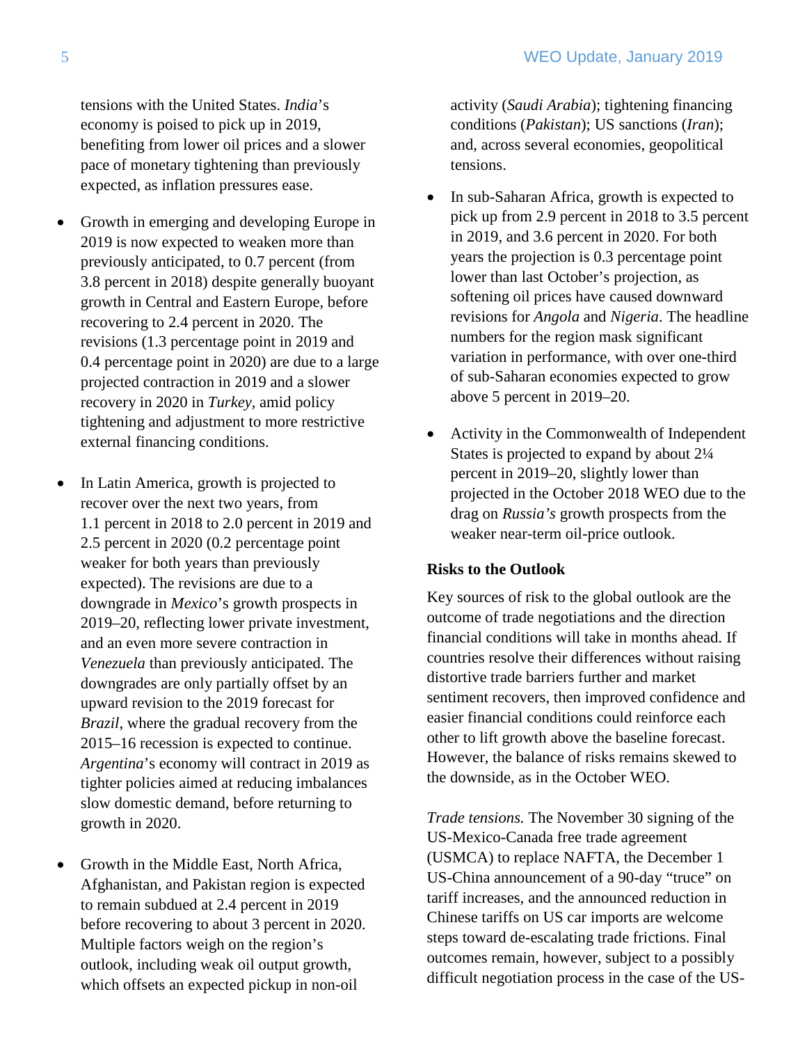tensions with the United States. *India*'s economy is poised to pick up in 2019, benefiting from lower oil prices and a slower pace of monetary tightening than previously expected, as inflation pressures ease.

- Growth in emerging and developing Europe in 2019 is now expected to weaken more than previously anticipated, to 0.7 percent (from 3.8 percent in 2018) despite generally buoyant growth in Central and Eastern Europe, before recovering to 2.4 percent in 2020. The revisions (1.3 percentage point in 2019 and 0.4 percentage point in 2020) are due to a large projected contraction in 2019 and a slower recovery in 2020 in *Turkey,* amid policy tightening and adjustment to more restrictive external financing conditions.

- In Latin America, growth is projected to recover over the next two years, from 1.1 percent in 2018 to 2.0 percent in 2019 and 2.5 percent in 2020 (0.2 percentage point weaker for both years than previously expected). The revisions are due to a downgrade in *Mexico*'s growth prospects in 2019–20, reflecting lower private investment, and an even more severe contraction in *Venezuela* than previously anticipated. The downgrades are only partially offset by an upward revision to the 2019 forecast for *Brazil*, where the gradual recovery from the 2015–16 recession is expected to continue. *Argentina*'s economy will contract in 2019 as tighter policies aimed at reducing imbalances slow domestic demand, before returning to growth in 2020.

- Growth in the Middle East, North Africa, Afghanistan, and Pakistan region is expected to remain subdued at 2.4 percent in 2019 before recovering to about 3 percent in 2020. Multiple factors weigh on the region's outlook, including weak oil output growth, which offsets an expected pickup in non-oil activity (*Saudi Arabia*); tightening financing conditions (*Pakistan*); US sanctions (*Iran*); and, across several economies, geopolitical tensions.

- In sub-Saharan Africa, growth is expected to pick up from 2.9 percent in 2018 to 3.5 percent in 2019, and 3.6 percent in 2020. For both years the projection is 0.3 percentage point lower than last October's projection, as softening oil prices have caused downward revisions for *Angola* and *Nigeria*. The headline numbers for the region mask significant variation in performance, with over one-third of sub-Saharan economies expected to grow above 5 percent in 2019–20.

- Activity in the Commonwealth of Independent States is projected to expand by about 2¼ percent in 2019–20, slightly lower than projected in the October 2018 WEO due to the drag on *Russia's* growth prospects from the weaker near-term oil-price outlook.

**Risks to the Outlook**

Key sources of risk to the global outlook are the outcome of trade negotiations and the direction financial conditions will take in months ahead. If countries resolve their differences without raising distortive trade barriers further and market sentiment recovers, then improved confidence and easier financial conditions could reinforce each other to lift growth above the baseline forecast. However, the balance of risks remains skewed to the downside, as in the October WEO.

*Trade tensions.* The November 30 signing of the US-Mexico-Canada free trade agreement (USMCA) to replace NAFTA, the December 1 US-China announcement of a 90-day "truce" on tariff increases, and the announced reduction in Chinese tariffs on US car imports are welcome steps toward de-escalating trade frictions. Final outcomes remain, however, subject to a possibly difficult negotiation process in the case of the US-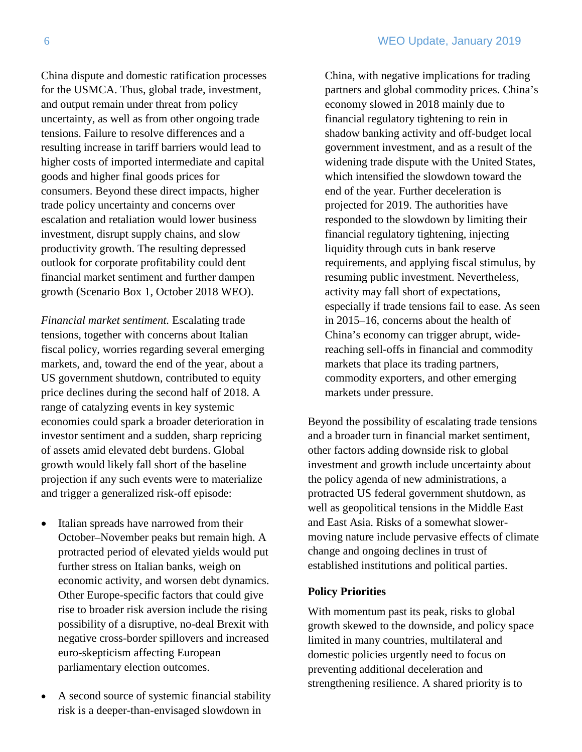China dispute and domestic ratification processes for the USMCA. Thus, global trade, investment, and output remain under threat from policy uncertainty, as well as from other ongoing trade tensions. Failure to resolve differences and a resulting increase in tariff barriers would lead to higher costs of imported intermediate and capital goods and higher final goods prices for consumers. Beyond these direct impacts, higher trade policy uncertainty and concerns over escalation and retaliation would lower business investment, disrupt supply chains, and slow productivity growth. The resulting depressed outlook for corporate profitability could dent financial market sentiment and further dampen growth (Scenario Box 1, October 2018 WEO).

*Financial market sentiment.* Escalating trade tensions, together with concerns about Italian fiscal policy, worries regarding several emerging markets, and, toward the end of the year, about a US government shutdown, contributed to equity price declines during the second half of 2018. A range of catalyzing events in key systemic economies could spark a broader deterioration in investor sentiment and a sudden, sharp repricing of assets amid elevated debt burdens. Global growth would likely fall short of the baseline projection if any such events were to materialize and trigger a generalized risk-off episode:

- Italian spreads have narrowed from their October–November peaks but remain high. A protracted period of elevated yields would put further stress on Italian banks, weigh on economic activity, and worsen debt dynamics. Other Europe-specific factors that could give rise to broader risk aversion include the rising possibility of a disruptive, no-deal Brexit with negative cross-border spillovers and increased euro-skepticism affecting European parliamentary election outcomes.

- A second source of systemic financial stability risk is a deeper-than-envisaged slowdown in China, with negative implications for trading partners and global commodity prices. China's economy slowed in 2018 mainly due to financial regulatory tightening to rein in shadow banking activity and off-budget local government investment, and as a result of the widening trade dispute with the United States, which intensified the slowdown toward the end of the year. Further deceleration is projected for 2019. The authorities have responded to the slowdown by limiting their financial regulatory tightening, injecting liquidity through cuts in bank reserve requirements, and applying fiscal stimulus, by resuming public investment. Nevertheless, activity may fall short of expectations, especially if trade tensions fail to ease. As seen in 2015–16, concerns about the health of China's economy can trigger abrupt, wide-reaching sell-offs in financial and commodity markets that place its trading partners, commodity exporters, and other emerging markets under pressure.

Beyond the possibility of escalating trade tensions and a broader turn in financial market sentiment, other factors adding downside risk to global investment and growth include uncertainty about the policy agenda of new administrations, a protracted US federal government shutdown, as well as geopolitical tensions in the Middle East and East Asia. Risks of a somewhat slower-moving nature include pervasive effects of climate change and ongoing declines in trust of established institutions and political parties.

**Policy Priorities**

With momentum past its peak, risks to global growth skewed to the downside, and policy space limited in many countries, multilateral and domestic policies urgently need to focus on preventing additional deceleration and strengthening resilience. A shared priority is to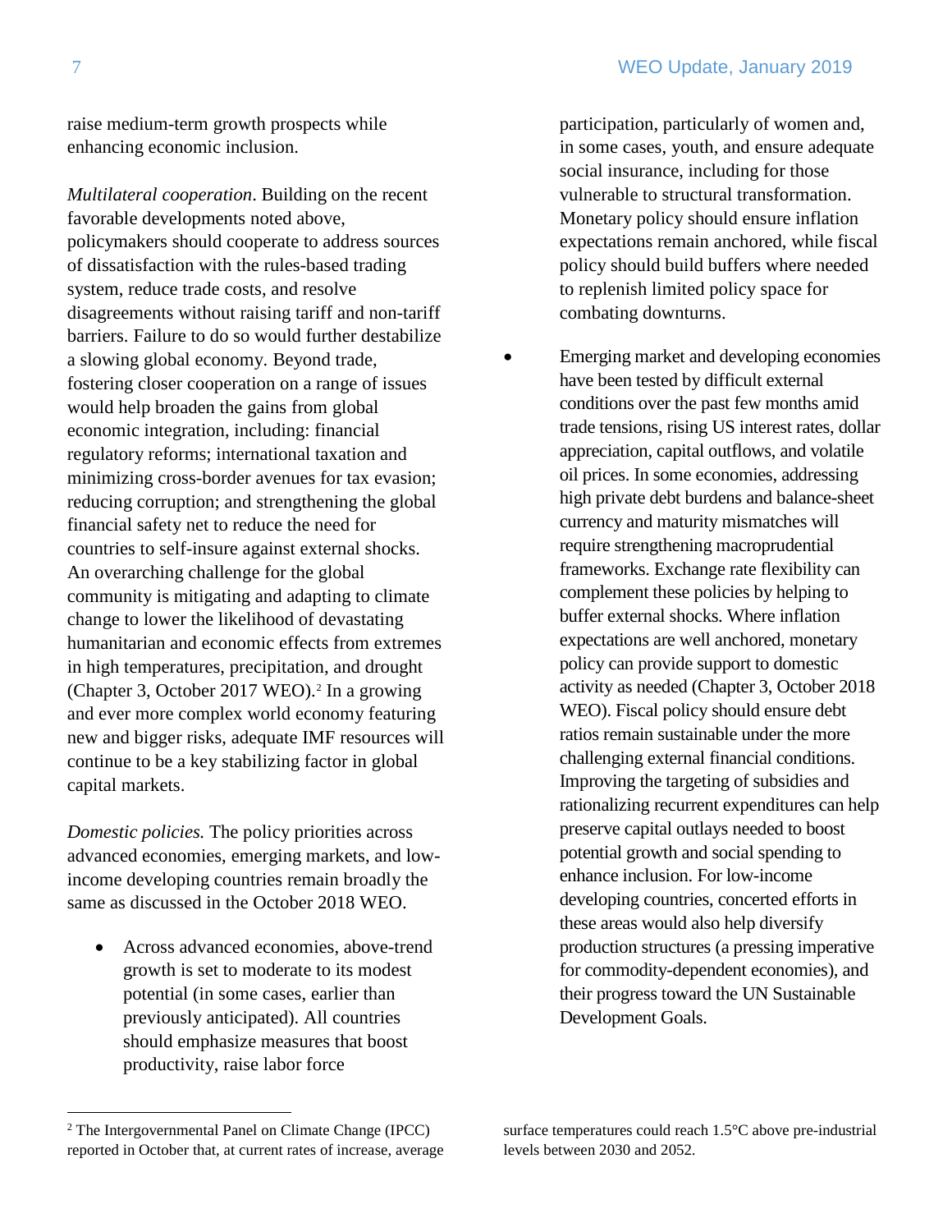raise medium-term growth prospects while enhancing economic inclusion.

*Multilateral cooperation*. Building on the recent favorable developments noted above, policymakers should cooperate to address sources of dissatisfaction with the rules-based trading system, reduce trade costs, and resolve disagreements without raising tariff and non-tariff barriers. Failure to do so would further destabilize a slowing global economy. Beyond trade, fostering closer cooperation on a range of issues would help broaden the gains from global economic integration, including: financial regulatory reforms; international taxation and minimizing cross-border avenues for tax evasion; reducing corruption; and strengthening the global financial safety net to reduce the need for countries to self-insure against external shocks. An overarching challenge for the global community is mitigating and adapting to climate change to lower the likelihood of devastating humanitarian and economic effects from extremes in high temperatures, precipitation, and drought (Chapter 3, October 2017 WEO).[2] In a growing and ever more complex world economy featuring new and bigger risks, adequate IMF resources will continue to be a key stabilizing factor in global capital markets.

*Domestic policies.* The policy priorities across advanced economies, emerging markets, and low-income developing countries remain broadly the same as discussed in the October 2018 WEO.

- Across advanced economies, above-trend growth is set to moderate to its modest potential (in some cases, earlier than previously anticipated). All countries should emphasize measures that boost productivity, raise labor force participation, particularly of women and, in some cases, youth, and ensure adequate social insurance, including for those vulnerable to structural transformation. Monetary policy should ensure inflation expectations remain anchored, while fiscal policy should build buffers where needed to replenish limited policy space for combating downturns.
- Emerging market and developing economies have been tested by difficult external conditions over the past few months amid trade tensions, rising US interest rates, dollar appreciation, capital outflows, and volatile oil prices. In some economies, addressing high private debt burdens and balance-sheet currency and maturity mismatches will require strengthening macroprudential frameworks. Exchange rate flexibility can complement these policies by helping to buffer external shocks. Where inflation expectations are well anchored, monetary policy can provide support to domestic activity as needed (Chapter 3, October 2018 WEO). Fiscal policy should ensure debt ratios remain sustainable under the more challenging external financial conditions. Improving the targeting of subsidies and rationalizing recurrent expenditures can help preserve capital outlays needed to boost potential growth and social spending to enhance inclusion. For low-income developing countries, concerted efforts in these areas would also help diversify production structures (a pressing imperative for commodity-dependent economies), and their progress toward the UN Sustainable Development Goals.

---

[2] The Intergovernmental Panel on Climate Change (IPCC) reported in October that, at current rates of increase, average surface temperatures could reach 1.5°C above pre-industrial levels between 2030 and 2052.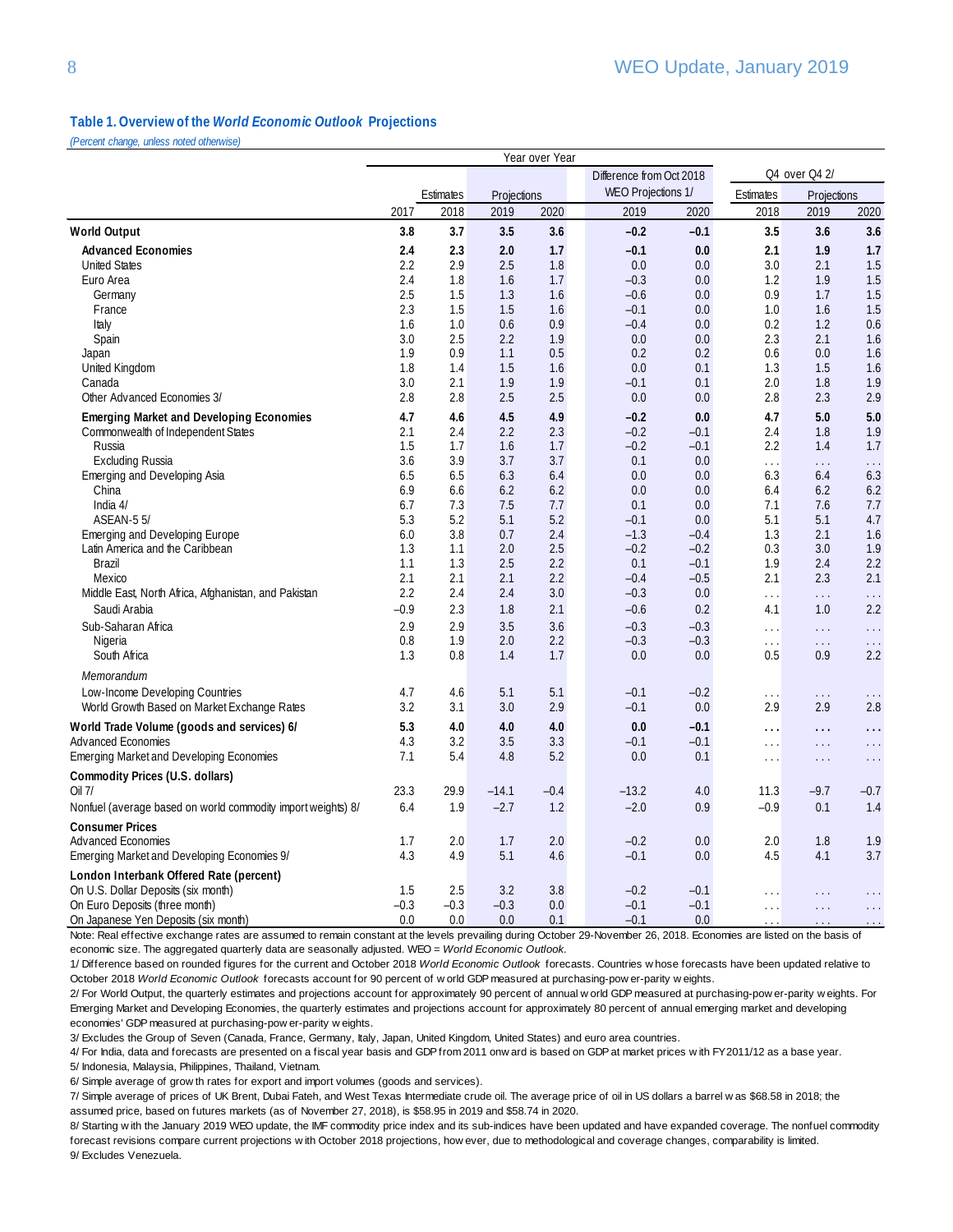### Table 1. Overview of the *World Economic Outlook* Projections

*(Percent change, unless noted otherwise)*

| | Year over Year | | | | | | Q4 over Q4 2/ | | |
|---|---|---|---|---|---|---|---|---|---|
| | | Estimates | Projections | | Difference from Oct 2018 WEO Projections 1/ | | Estimates | Projections | |
| | 2017 | 2018 | 2019 | 2020 | 2019 | 2020 | 2018 | 2019 | 2020 |
| **World Output** | **3.8** | **3.7** | **3.5** | **3.6** | **–0.2** | **–0.1** | **3.5** | **3.6** | **3.6** |
| **Advanced Economies** | **2.4** | **2.3** | **2.0** | **1.7** | **–0.1** | **0.0** | **2.1** | **1.9** | **1.7** |
| United States | 2.2 | 2.9 | 2.5 | 1.8 | 0.0 | 0.0 | 3.0 | 2.1 | 1.5 |
| Euro Area | 2.4 | 1.8 | 1.6 | 1.7 | –0.3 | 0.0 | 1.2 | 1.9 | 1.5 |
| Germany | 2.5 | 1.5 | 1.3 | 1.6 | –0.6 | 0.0 | 0.9 | 1.7 | 1.5 |
| France | 2.3 | 1.5 | 1.5 | 1.6 | –0.1 | 0.0 | 1.0 | 1.6 | 1.5 |
| Italy | 1.6 | 1.0 | 0.6 | 0.9 | –0.4 | 0.0 | 0.2 | 1.2 | 0.6 |
| Spain | 3.0 | 2.5 | 2.2 | 1.9 | 0.0 | 0.0 | 2.3 | 2.1 | 1.6 |
| Japan | 1.9 | 0.9 | 1.1 | 0.5 | 0.2 | 0.2 | 0.6 | 0.0 | 1.6 |
| United Kingdom | 1.8 | 1.4 | 1.5 | 1.6 | 0.0 | 0.1 | 1.3 | 1.5 | 1.6 |
| Canada | 3.0 | 2.1 | 1.9 | 1.9 | –0.1 | 0.1 | 2.0 | 1.8 | 1.9 |
| Other Advanced Economies 3/ | 2.8 | 2.8 | 2.5 | 2.5 | 0.0 | 0.0 | 2.8 | 2.3 | 2.9 |
| **Emerging Market and Developing Economies** | **4.7** | **4.6** | **4.5** | **4.9** | **–0.2** | **0.0** | **4.7** | **5.0** | **5.0** |
| Commonwealth of Independent States | 2.1 | 2.4 | 2.2 | 2.3 | –0.2 | –0.1 | 2.4 | 1.8 | 1.9 |
| Russia | 1.5 | 1.7 | 1.6 | 1.7 | –0.2 | –0.1 | 2.2 | 1.4 | 1.7 |
| Excluding Russia | 3.6 | 3.9 | 3.7 | 3.7 | 0.1 | 0.0 | . . . | . . . | . . . |
| Emerging and Developing Asia | 6.5 | 6.5 | 6.3 | 6.4 | 0.0 | 0.0 | 6.3 | 6.4 | 6.3 |
| China | 6.9 | 6.6 | 6.2 | 6.2 | 0.0 | 0.0 | 6.4 | 6.2 | 6.2 |
| India 4/ | 6.7 | 7.3 | 7.5 | 7.7 | 0.1 | 0.0 | 7.1 | 7.6 | 7.7 |
| ASEAN-5 5/ | 5.3 | 5.2 | 5.1 | 5.2 | –0.1 | 0.0 | 5.1 | 5.1 | 4.7 |
| Emerging and Developing Europe | 6.0 | 3.8 | 0.7 | 2.4 | –1.3 | –0.4 | 1.3 | 2.1 | 1.6 |
| Latin America and the Caribbean | 1.3 | 1.1 | 2.0 | 2.5 | –0.2 | –0.2 | 0.3 | 3.0 | 1.9 |
| Brazil | 1.1 | 1.3 | 2.5 | 2.2 | 0.1 | –0.1 | 1.9 | 2.4 | 2.2 |
| Mexico | 2.1 | 2.1 | 2.1 | 2.2 | –0.4 | –0.5 | 2.1 | 2.3 | 2.1 |
| Middle East, North Africa, Afghanistan, and Pakistan | 2.2 | 2.4 | 2.4 | 3.0 | –0.3 | 0.0 | . . . | . . . | . . . |
| Saudi Arabia | –0.9 | 2.3 | 1.8 | 2.1 | –0.6 | 0.2 | 4.1 | 1.0 | 2.2 |
| Sub-Saharan Africa | 2.9 | 2.9 | 3.5 | 3.6 | –0.3 | –0.3 | . . . | . . . | . . . |
| Nigeria | 0.8 | 1.9 | 2.0 | 2.2 | –0.3 | –0.3 | . . . | . . . | . . . |
| South Africa | 1.3 | 0.8 | 1.4 | 1.7 | 0.0 | 0.0 | 0.5 | 0.9 | 2.2 |
| *Memorandum* | | | | | | | | | |
| Low-Income Developing Countries | 4.7 | 4.6 | 5.1 | 5.1 | –0.1 | –0.2 | . . . | . . . | . . . |
| World Growth Based on Market Exchange Rates | 3.2 | 3.1 | 3.0 | 2.9 | –0.1 | 0.0 | 2.9 | 2.9 | 2.8 |
| **World Trade Volume (goods and services) 6/** | **5.3** | **4.0** | **4.0** | **4.0** | **0.0** | **–0.1** | **. . .** | **. . .** | **. . .** |
| Advanced Economies | 4.3 | 3.2 | 3.5 | 3.3 | –0.1 | –0.1 | . . . | . . . | . . . |
| Emerging Market and Developing Economies | 7.1 | 5.4 | 4.8 | 5.2 | 0.0 | 0.1 | . . . | . . . | . . . |
| **Commodity Prices (U.S. dollars)** | | | | | | | | | |
| Oil 7/ | 23.3 | 29.9 | –14.1 | –0.4 | –13.2 | 4.0 | 11.3 | –9.7 | –0.7 |
| Nonfuel (average based on world commodity import weights) 8/ | 6.4 | 1.9 | –2.7 | 1.2 | –2.0 | 0.9 | –0.9 | 0.1 | 1.4 |
| **Consumer Prices** | | | | | | | | | |
| Advanced Economies | 1.7 | 2.0 | 1.7 | 2.0 | –0.2 | 0.0 | 2.0 | 1.8 | 1.9 |
| Emerging Market and Developing Economies 9/ | 4.3 | 4.9 | 5.1 | 4.6 | –0.1 | 0.0 | 4.5 | 4.1 | 3.7 |
| **London Interbank Offered Rate (percent)** | | | | | | | | | |
| On U.S. Dollar Deposits (six month) | 1.5 | 2.5 | 3.2 | 3.8 | –0.2 | –0.1 | . . . | . . . | . . . |
| On Euro Deposits (three month) | –0.3 | –0.3 | –0.3 | 0.0 | –0.1 | –0.1 | . . . | . . . | . . . |
| On Japanese Yen Deposits (six month) | 0.0 | 0.0 | 0.0 | 0.1 | –0.1 | 0.0 | . . . | . . . | . . . |

Note: Real effective exchange rates are assumed to remain constant at the levels prevailing during October 29–November 26, 2018. Economies are listed on the basis of economic size. The aggregated quarterly data are seasonally adjusted. WEO = *World Economic Outlook*.

1/ Difference based on rounded figures for the current and October 2018 *World Economic Outlook* forecasts. Countries whose forecasts have been updated relative to October 2018 *World Economic Outlook* forecasts account for 90 percent of world GDP measured at purchasing-power-parity weights.

2/ For World Output, the quarterly estimates and projections account for approximately 90 percent of annual world GDP measured at purchasing-power-parity weights. For Emerging Market and Developing Economies, the quarterly estimates and projections account for approximately 80 percent of annual emerging market and developing economies' GDP measured at purchasing-power-parity weights.

3/ Excludes the Group of Seven (Canada, France, Germany, Italy, Japan, United Kingdom, United States) and euro area countries.

4/ For India, data and forecasts are presented on a fiscal year basis and GDP from 2011 onward is based on GDP at market prices with FY2011/12 as a base year.

5/ Indonesia, Malaysia, Philippines, Thailand, Vietnam.

6/ Simple average of growth rates for export and import volumes (goods and services).

7/ Simple average of prices of UK Brent, Dubai Fateh, and West Texas Intermediate crude oil. The average price of oil in US dollars a barrel was $68.58 in 2018; the assumed price, based on futures markets (as of November 27, 2018), is $58.95 in 2019 and $58.74 in 2020.

8/ Starting with the January 2019 WEO update, the IMF commodity price index and its sub-indices have been updated and have expanded coverage. The nonfuel commodity forecast revisions compare current projections with October 2018 projections, however, due to methodological and coverage changes, comparability is limited.

9/ Excludes Venezuela.